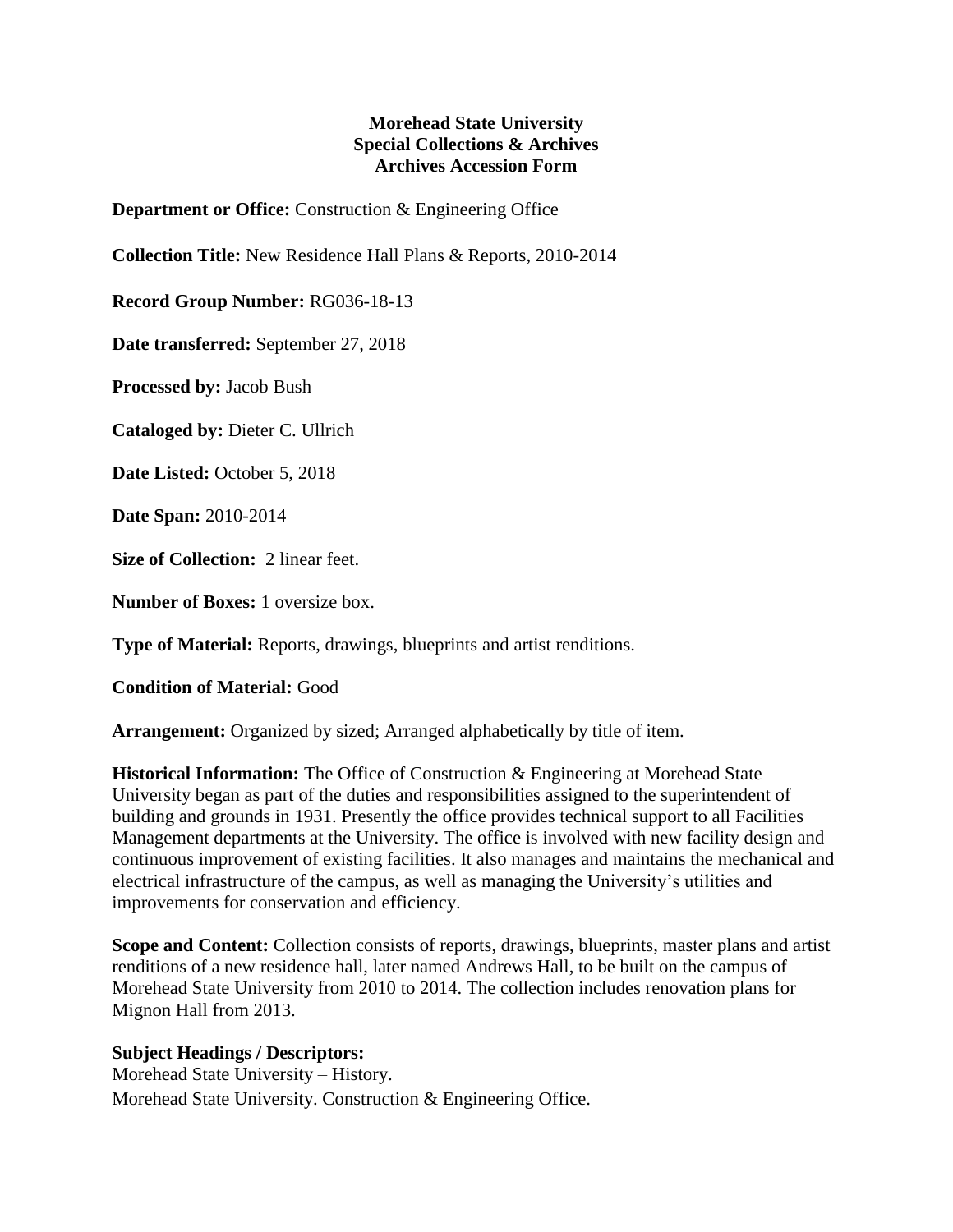**Morehead State University**
**Special Collections & Archives**
**Archives Accession Form**

**Department or Office:** Construction & Engineering Office

**Collection Title:** New Residence Hall Plans & Reports, 2010-2014

**Record Group Number:** RG036-18-13

**Date transferred:** September 27, 2018

**Processed by:** Jacob Bush

**Cataloged by:** Dieter C. Ullrich

**Date Listed:** October 5, 2018

**Date Span:** 2010-2014

**Size of Collection:** 2 linear feet.

**Number of Boxes:** 1 oversize box.

**Type of Material:** Reports, drawings, blueprints and artist renditions.

**Condition of Material:** Good

**Arrangement:** Organized by sized; Arranged alphabetically by title of item.

**Historical Information:** The Office of Construction & Engineering at Morehead State University began as part of the duties and responsibilities assigned to the superintendent of building and grounds in 1931. Presently the office provides technical support to all Facilities Management departments at the University. The office is involved with new facility design and continuous improvement of existing facilities. It also manages and maintains the mechanical and electrical infrastructure of the campus, as well as managing the University's utilities and improvements for conservation and efficiency.

**Scope and Content:** Collection consists of reports, drawings, blueprints, master plans and artist renditions of a new residence hall, later named Andrews Hall, to be built on the campus of Morehead State University from 2010 to 2014. The collection includes renovation plans for Mignon Hall from 2013.

**Subject Headings / Descriptors:**
Morehead State University – History.
Morehead State University. Construction & Engineering Office.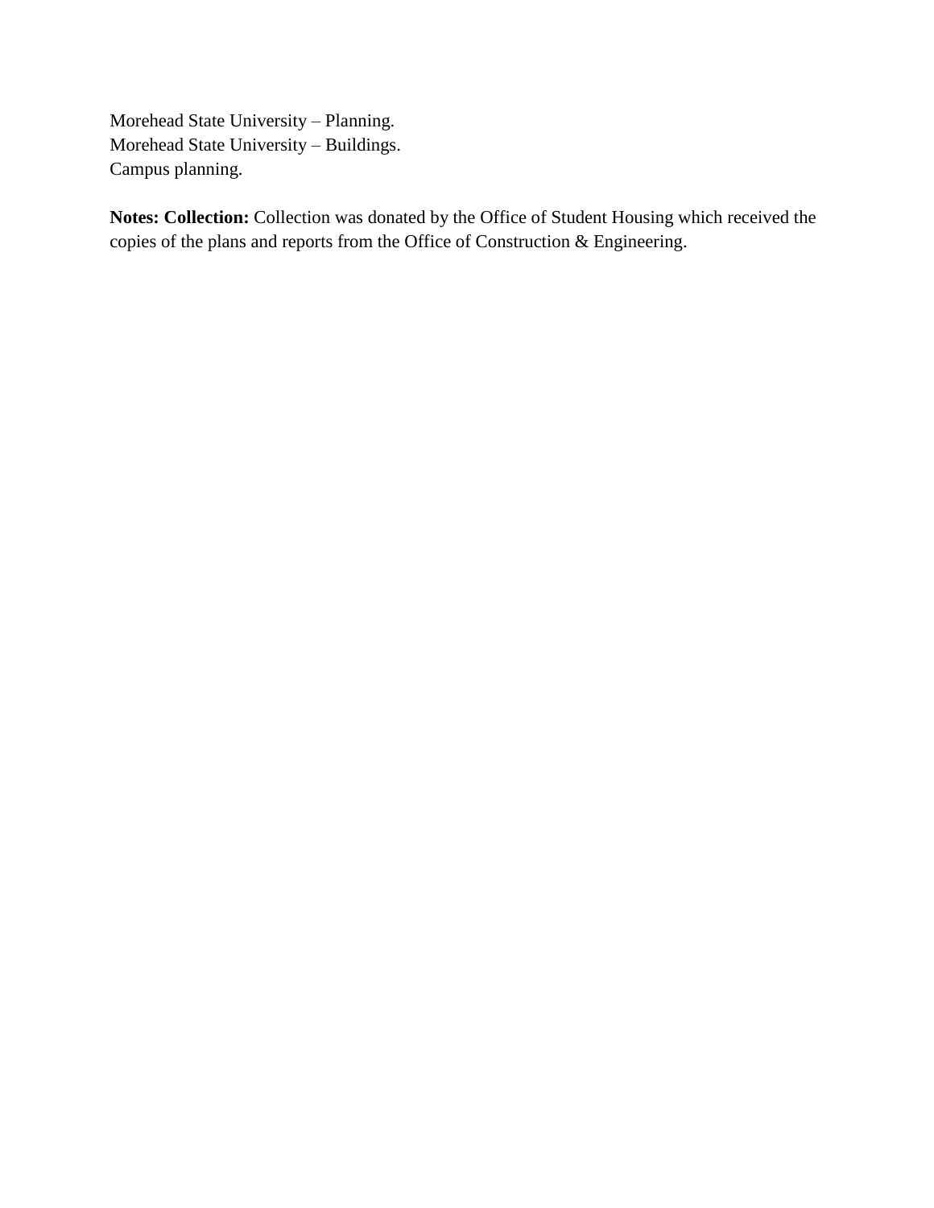Morehead State University – Planning.
Morehead State University – Buildings.
Campus planning.

**Notes: Collection:** Collection was donated by the Office of Student Housing which received the copies of the plans and reports from the Office of Construction & Engineering.